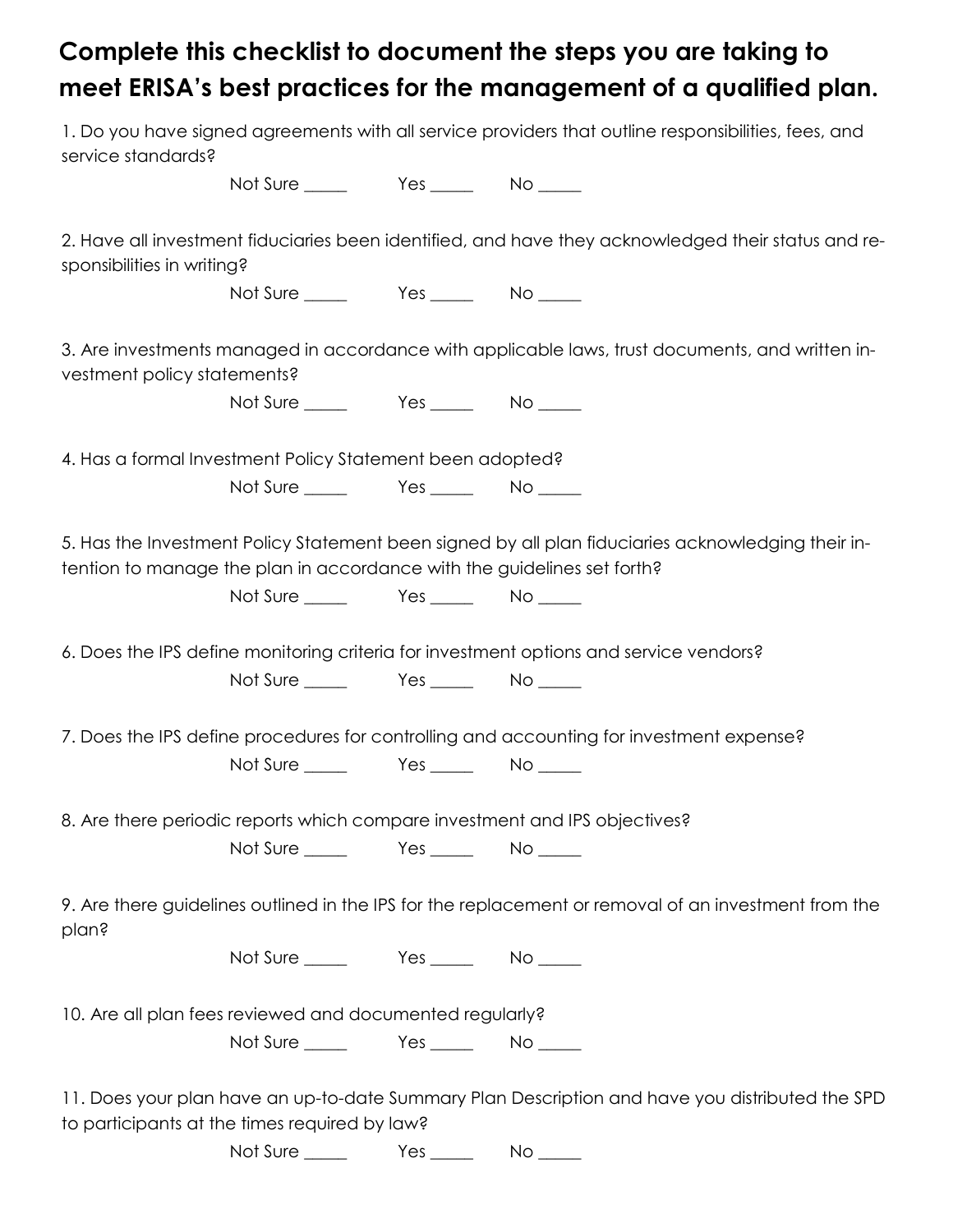**Complete this checklist to document the steps you are taking to meet ERISA's best practices for the management of a qualified plan.**

1. Do you have signed agreements with all service providers that outline responsibilities, fees, and service standards?

   Not Sure _____ Yes _____ No _____

2. Have all investment fiduciaries been identified, and have they acknowledged their status and responsibilities in writing?

   Not Sure _____ Yes _____ No _____

3. Are investments managed in accordance with applicable laws, trust documents, and written investment policy statements?

   Not Sure _____ Yes _____ No _____

4. Has a formal Investment Policy Statement been adopted?

   Not Sure _____ Yes _____ No _____

5. Has the Investment Policy Statement been signed by all plan fiduciaries acknowledging their intention to manage the plan in accordance with the guidelines set forth?

   Not Sure _____ Yes _____ No _____

6. Does the IPS define monitoring criteria for investment options and service vendors?

   Not Sure _____ Yes _____ No _____

7. Does the IPS define procedures for controlling and accounting for investment expense?

   Not Sure _____ Yes _____ No _____

8. Are there periodic reports which compare investment and IPS objectives?

   Not Sure _____ Yes _____ No _____

9. Are there guidelines outlined in the IPS for the replacement or removal of an investment from the plan?

   Not Sure _____ Yes _____ No _____

10. Are all plan fees reviewed and documented regularly?

    Not Sure _____ Yes _____ No _____

11. Does your plan have an up-to-date Summary Plan Description and have you distributed the SPD to participants at the times required by law?

    Not Sure _____ Yes _____ No _____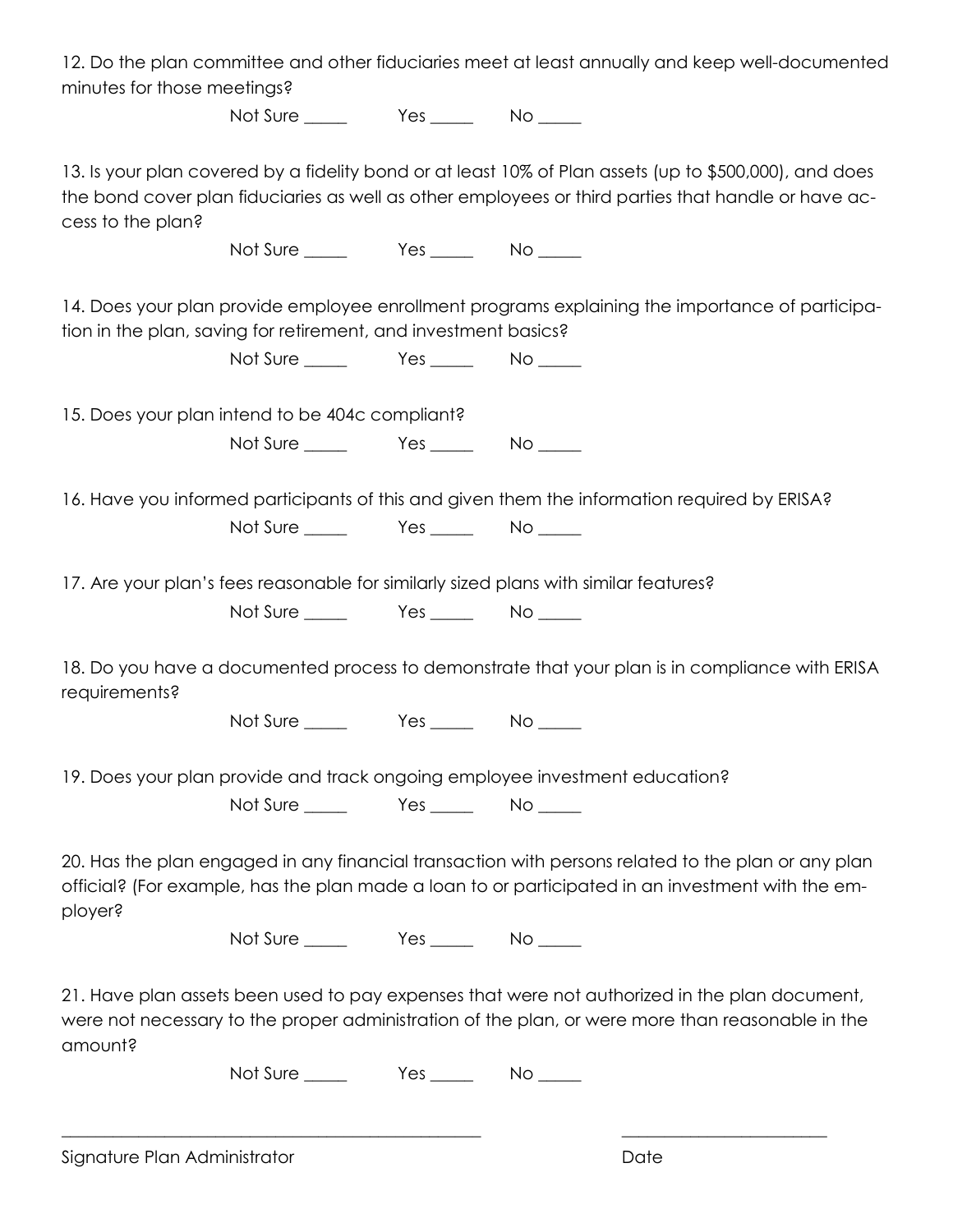12. Do the plan committee and other fiduciaries meet at least annually and keep well-documented minutes for those meetings?

Not Sure _____ Yes _____ No _____

13. Is your plan covered by a fidelity bond or at least 10% of Plan assets (up to $500,000), and does the bond cover plan fiduciaries as well as other employees or third parties that handle or have access to the plan?

Not Sure _____ Yes _____ No _____

14. Does your plan provide employee enrollment programs explaining the importance of participation in the plan, saving for retirement, and investment basics?

Not Sure _____ Yes _____ No _____

15. Does your plan intend to be 404c compliant?

Not Sure _____ Yes _____ No _____

16. Have you informed participants of this and given them the information required by ERISA?

Not Sure _____ Yes _____ No _____

17. Are your plan's fees reasonable for similarly sized plans with similar features?

Not Sure _____ Yes _____ No _____

18. Do you have a documented process to demonstrate that your plan is in compliance with ERISA requirements?

Not Sure _____ Yes _____ No _____

19. Does your plan provide and track ongoing employee investment education?

Not Sure _____ Yes _____ No _____

20. Has the plan engaged in any financial transaction with persons related to the plan or any plan official? (For example, has the plan made a loan to or participated in an investment with the employer?

Not Sure _____ Yes _____ No _____

21. Have plan assets been used to pay expenses that were not authorized in the plan document, were not necessary to the proper administration of the plan, or were more than reasonable in the amount?

Not Sure _____ Yes _____ No _____

_______________________________________________ _______________________

Signature Plan Administrator Date